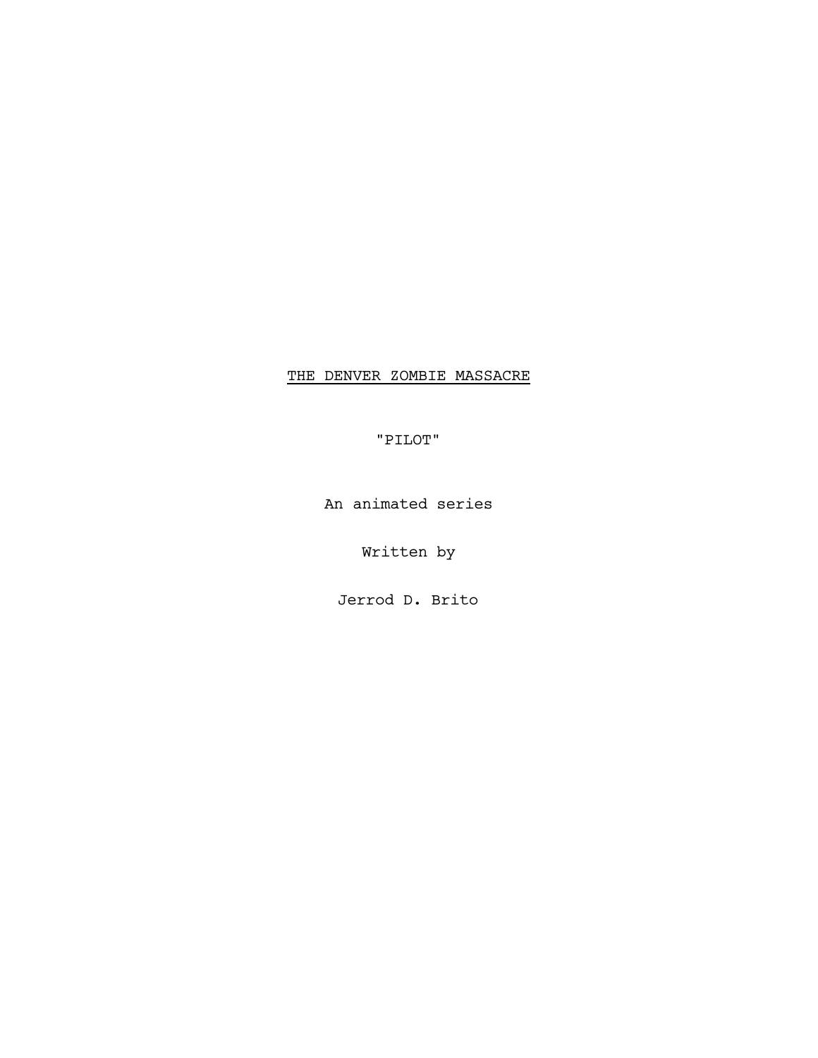# THE DENVER ZOMBIE MASSACRE

"PILOT"

An animated series

Written by

Jerrod D. Brito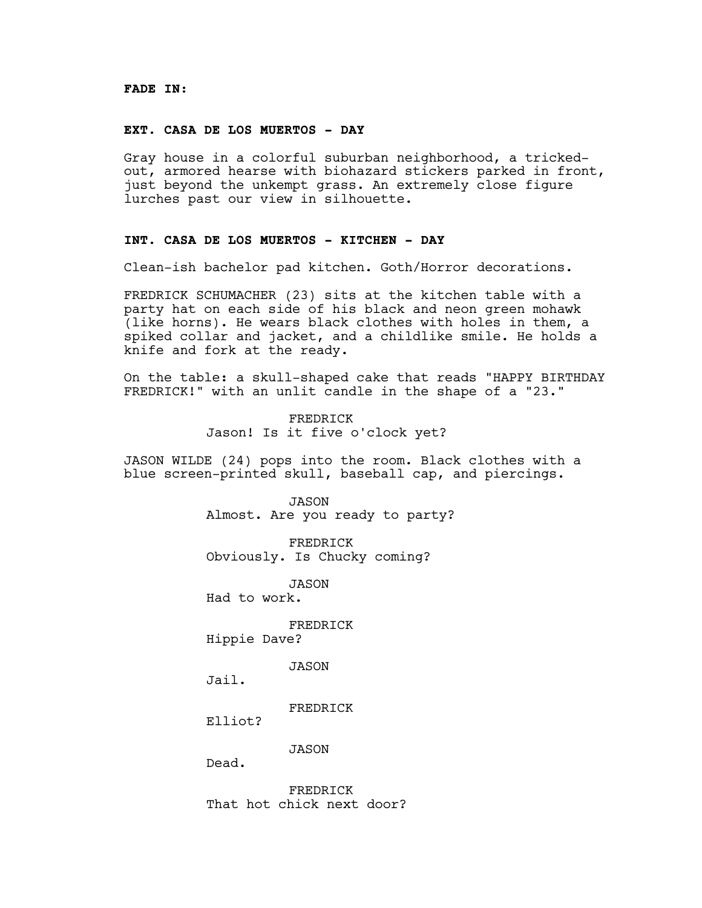**FADE IN:**

**EXT. CASA DE LOS MUERTOS - DAY**

Gray house in a colorful suburban neighborhood, a tricked-out, armored hearse with biohazard stickers parked in front, just beyond the unkempt grass. An extremely close figure lurches past our view in silhouette.

**INT. CASA DE LOS MUERTOS - KITCHEN - DAY**

Clean-ish bachelor pad kitchen. Goth/Horror decorations.

FREDRICK SCHUMACHER (23) sits at the kitchen table with a party hat on each side of his black and neon green mohawk (like horns). He wears black clothes with holes in them, a spiked collar and jacket, and a childlike smile. He holds a knife and fork at the ready.

On the table: a skull-shaped cake that reads "HAPPY BIRTHDAY FREDRICK!" with an unlit candle in the shape of a "23."

FREDRICK
Jason! Is it five o'clock yet?

JASON WILDE (24) pops into the room. Black clothes with a blue screen-printed skull, baseball cap, and piercings.

JASON
Almost. Are you ready to party?

FREDRICK
Obviously. Is Chucky coming?

JASON
Had to work.

FREDRICK
Hippie Dave?

JASON
Jail.

FREDRICK
Elliot?

JASON
Dead.

FREDRICK
That hot chick next door?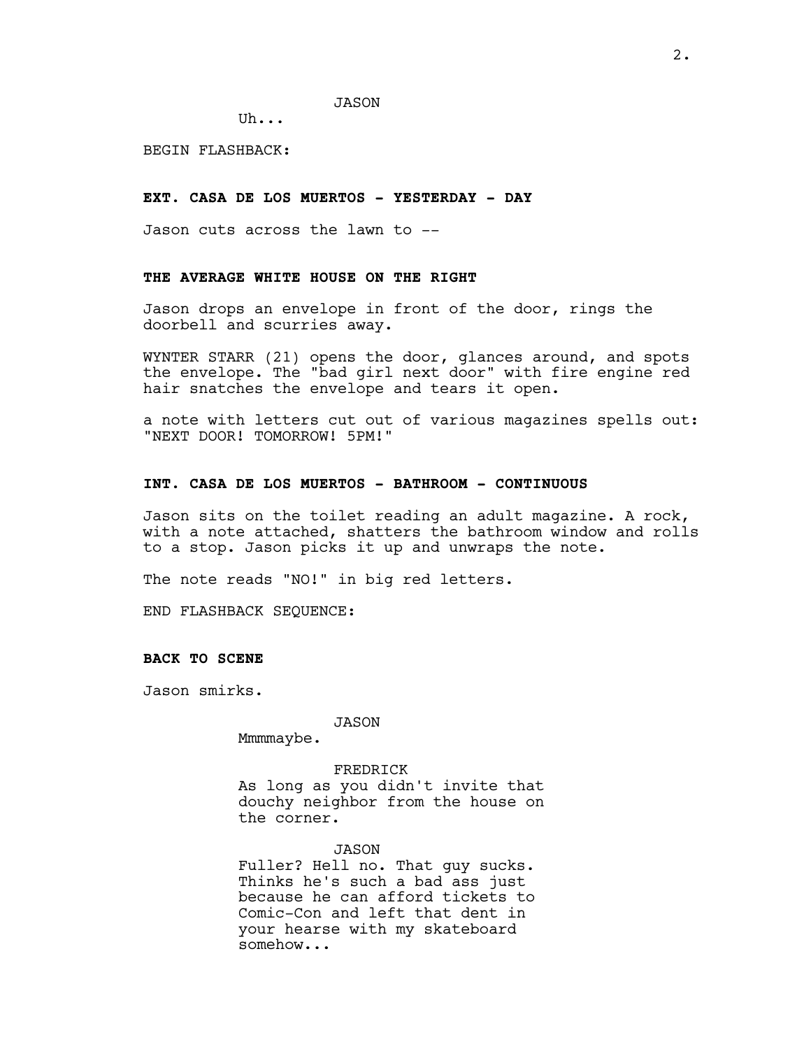JASON

Uh...

BEGIN FLASHBACK:

**EXT. CASA DE LOS MUERTOS - YESTERDAY - DAY**

Jason cuts across the lawn to --

**THE AVERAGE WHITE HOUSE ON THE RIGHT**

Jason drops an envelope in front of the door, rings the doorbell and scurries away.

WYNTER STARR (21) opens the door, glances around, and spots the envelope. The "bad girl next door" with fire engine red hair snatches the envelope and tears it open.

a note with letters cut out of various magazines spells out: "NEXT DOOR! TOMORROW! 5PM!"

**INT. CASA DE LOS MUERTOS - BATHROOM - CONTINUOUS**

Jason sits on the toilet reading an adult magazine. A rock, with a note attached, shatters the bathroom window and rolls to a stop. Jason picks it up and unwraps the note.

The note reads "NO!" in big red letters.

END FLASHBACK SEQUENCE:

**BACK TO SCENE**

Jason smirks.

JASON

Mmmmaybe.

FREDRICK

As long as you didn't invite that douchy neighbor from the house on the corner.

JASON

Fuller? Hell no. That guy sucks. Thinks he's such a bad ass just because he can afford tickets to Comic-Con and left that dent in your hearse with my skateboard somehow...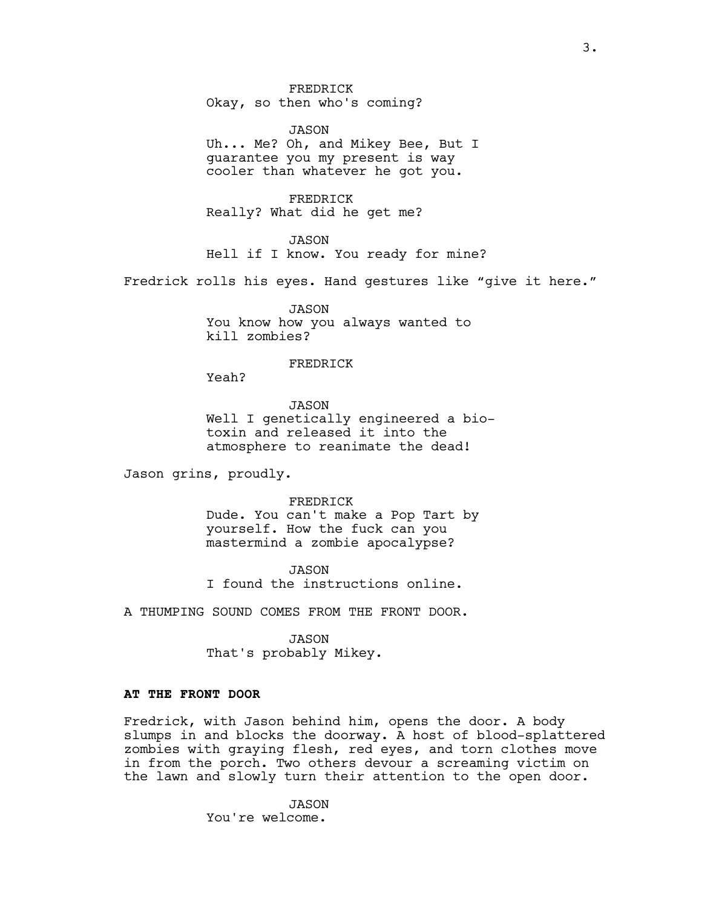FREDRICK
Okay, so then who's coming?

JASON
Uh... Me? Oh, and Mikey Bee, But I guarantee you my present is way cooler than whatever he got you.

FREDRICK
Really? What did he get me?

JASON
Hell if I know. You ready for mine?

Fredrick rolls his eyes. Hand gestures like "give it here."

JASON
You know how you always wanted to kill zombies?

FREDRICK
Yeah?

JASON
Well I genetically engineered a bio-toxin and released it into the atmosphere to reanimate the dead!

Jason grins, proudly.

FREDRICK
Dude. You can't make a Pop Tart by yourself. How the fuck can you mastermind a zombie apocalypse?

JASON
I found the instructions online.

A THUMPING SOUND COMES FROM THE FRONT DOOR.

JASON
That's probably Mikey.

**AT THE FRONT DOOR**

Fredrick, with Jason behind him, opens the door. A body slumps in and blocks the doorway. A host of blood-splattered zombies with graying flesh, red eyes, and torn clothes move in from the porch. Two others devour a screaming victim on the lawn and slowly turn their attention to the open door.

JASON
You're welcome.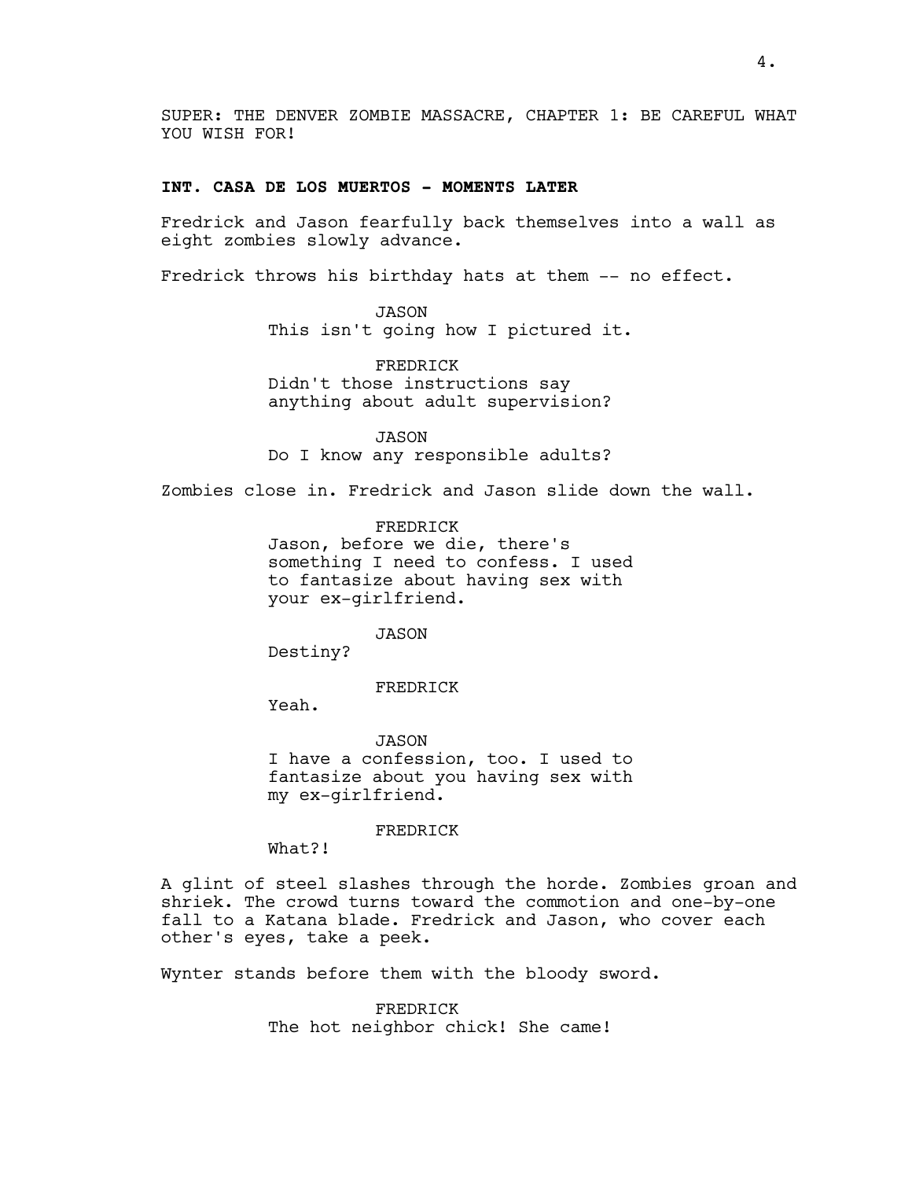SUPER: THE DENVER ZOMBIE MASSACRE, CHAPTER 1: BE CAREFUL WHAT YOU WISH FOR!

**INT. CASA DE LOS MUERTOS - MOMENTS LATER**

Fredrick and Jason fearfully back themselves into a wall as eight zombies slowly advance.

Fredrick throws his birthday hats at them -- no effect.

JASON
This isn't going how I pictured it.

FREDRICK
Didn't those instructions say anything about adult supervision?

JASON
Do I know any responsible adults?

Zombies close in. Fredrick and Jason slide down the wall.

FREDRICK
Jason, before we die, there's something I need to confess. I used to fantasize about having sex with your ex-girlfriend.

JASON
Destiny?

FREDRICK
Yeah.

JASON
I have a confession, too. I used to fantasize about you having sex with my ex-girlfriend.

FREDRICK
What?!

A glint of steel slashes through the horde. Zombies groan and shriek. The crowd turns toward the commotion and one-by-one fall to a Katana blade. Fredrick and Jason, who cover each other's eyes, take a peek.

Wynter stands before them with the bloody sword.

FREDRICK
The hot neighbor chick! She came!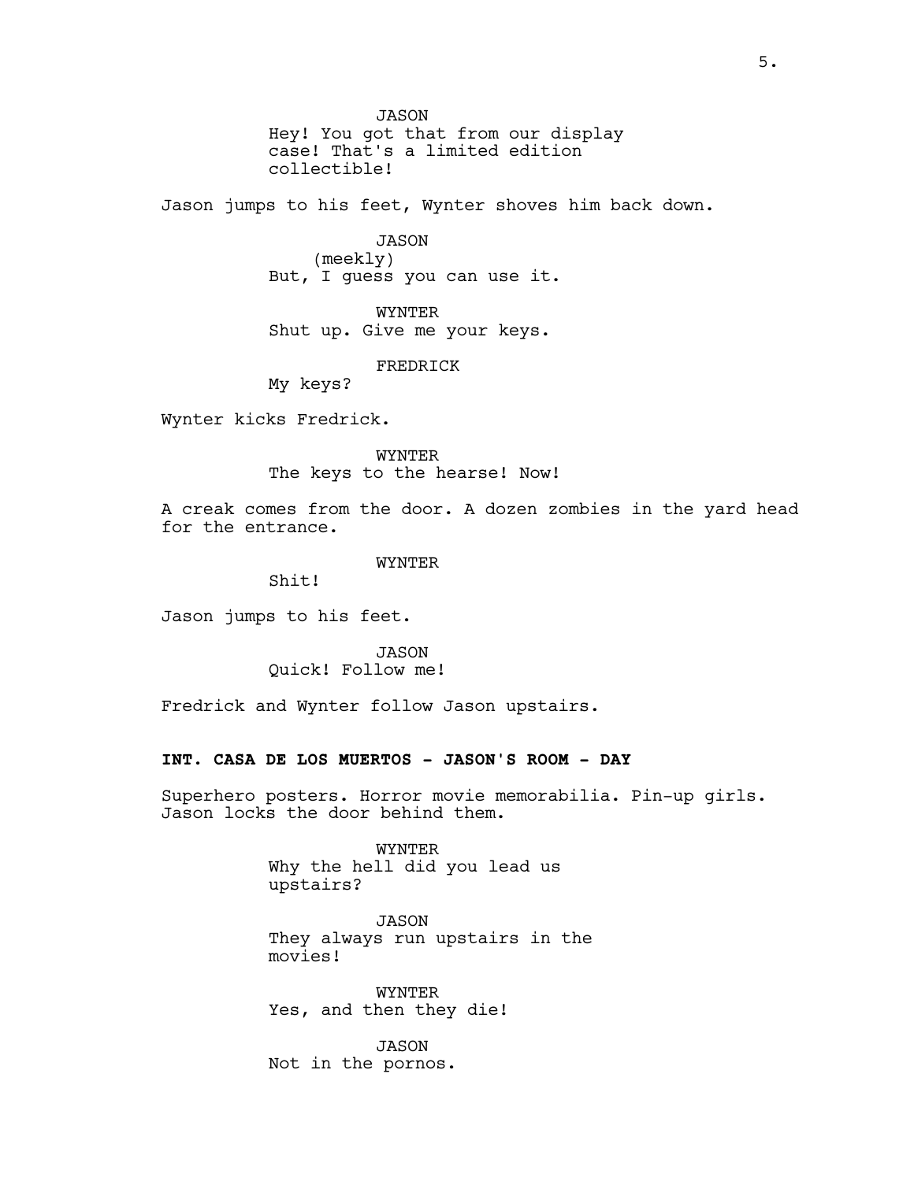JASON
Hey! You got that from our display case! That's a limited edition collectible!

Jason jumps to his feet, Wynter shoves him back down.

JASON
(meekly)
But, I guess you can use it.

WYNTER
Shut up. Give me your keys.

FREDRICK
My keys?

Wynter kicks Fredrick.

WYNTER
The keys to the hearse! Now!

A creak comes from the door. A dozen zombies in the yard head for the entrance.

WYNTER
Shit!

Jason jumps to his feet.

JASON
Quick! Follow me!

Fredrick and Wynter follow Jason upstairs.

**INT. CASA DE LOS MUERTOS - JASON'S ROOM - DAY**

Superhero posters. Horror movie memorabilia. Pin-up girls. Jason locks the door behind them.

WYNTER
Why the hell did you lead us upstairs?

JASON
They always run upstairs in the movies!

WYNTER
Yes, and then they die!

JASON
Not in the pornos.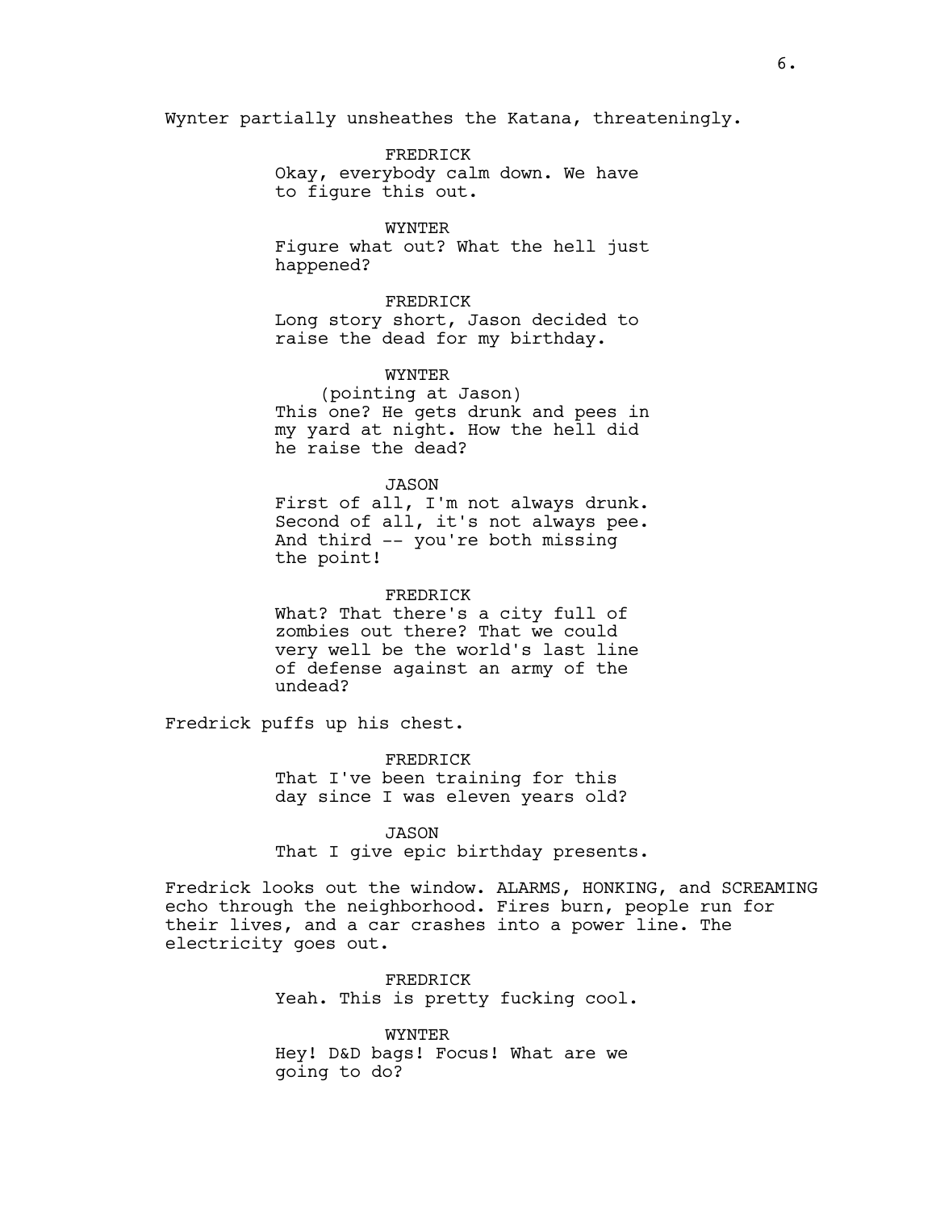Wynter partially unsheathes the Katana, threateningly.

FREDRICK
Okay, everybody calm down. We have to figure this out.

WYNTER
Figure what out? What the hell just happened?

FREDRICK
Long story short, Jason decided to raise the dead for my birthday.

WYNTER
(pointing at Jason)
This one? He gets drunk and pees in my yard at night. How the hell did he raise the dead?

JASON
First of all, I'm not always drunk. Second of all, it's not always pee. And third -- you're both missing the point!

FREDRICK
What? That there's a city full of zombies out there? That we could very well be the world's last line of defense against an army of the undead?

Fredrick puffs up his chest.

FREDRICK
That I've been training for this day since I was eleven years old?

JASON
That I give epic birthday presents.

Fredrick looks out the window. ALARMS, HONKING, and SCREAMING echo through the neighborhood. Fires burn, people run for their lives, and a car crashes into a power line. The electricity goes out.

FREDRICK
Yeah. This is pretty fucking cool.

WYNTER
Hey! D&D bags! Focus! What are we going to do?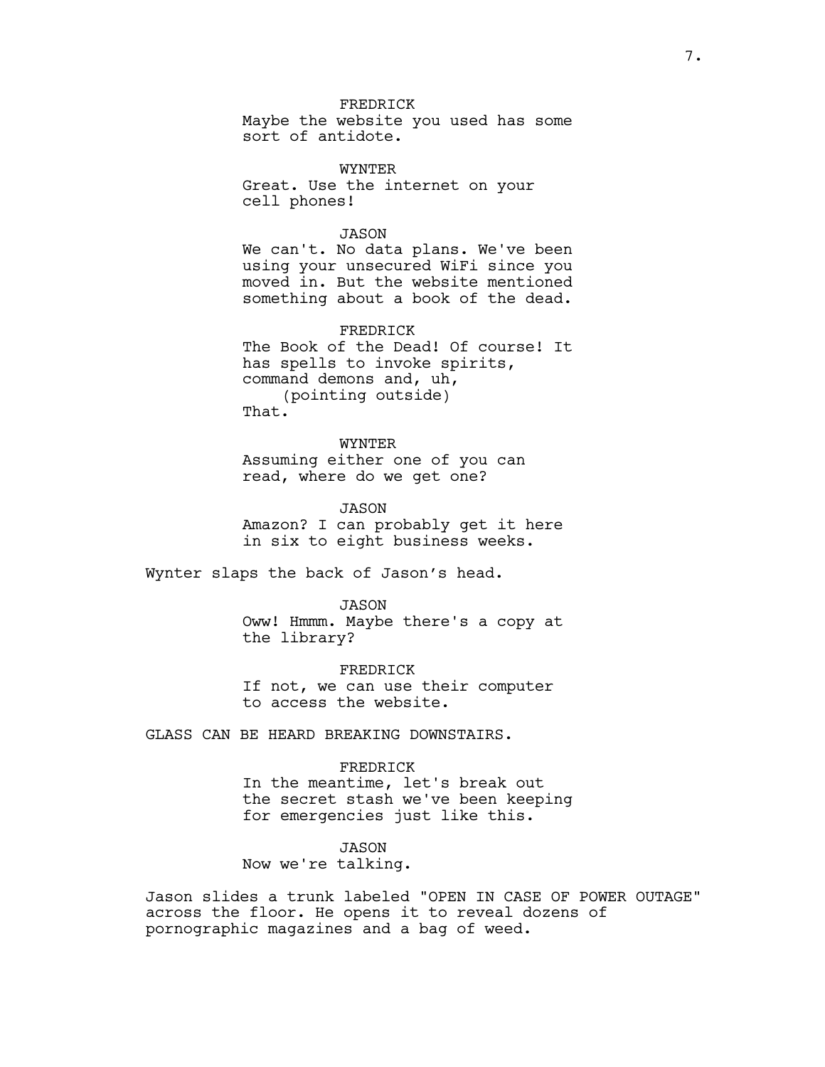FREDRICK
Maybe the website you used has some sort of antidote.

WYNTER
Great. Use the internet on your cell phones!

JASON
We can't. No data plans. We've been using your unsecured WiFi since you moved in. But the website mentioned something about a book of the dead.

FREDRICK
The Book of the Dead! Of course! It has spells to invoke spirits, command demons and, uh,
(pointing outside)
That.

WYNTER
Assuming either one of you can read, where do we get one?

JASON
Amazon? I can probably get it here in six to eight business weeks.

Wynter slaps the back of Jason's head.

JASON
Oww! Hmmm. Maybe there's a copy at the library?

FREDRICK
If not, we can use their computer to access the website.

GLASS CAN BE HEARD BREAKING DOWNSTAIRS.

FREDRICK
In the meantime, let's break out the secret stash we've been keeping for emergencies just like this.

JASON
Now we're talking.

Jason slides a trunk labeled "OPEN IN CASE OF POWER OUTAGE" across the floor. He opens it to reveal dozens of pornographic magazines and a bag of weed.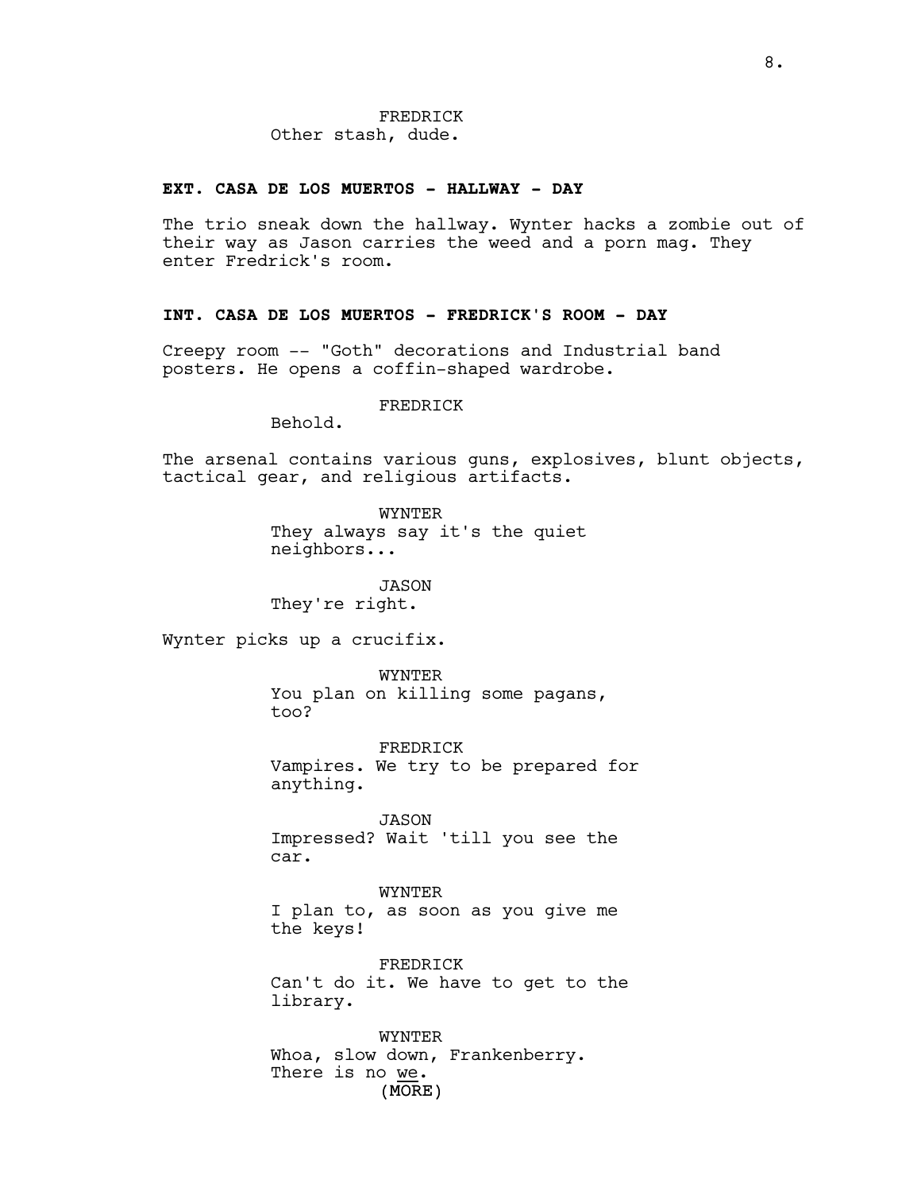FREDRICK
Other stash, dude.

**EXT. CASA DE LOS MUERTOS - HALLWAY - DAY**

The trio sneak down the hallway. Wynter hacks a zombie out of their way as Jason carries the weed and a porn mag. They enter Fredrick's room.

**INT. CASA DE LOS MUERTOS - FREDRICK'S ROOM - DAY**

Creepy room -- "Goth" decorations and Industrial band posters. He opens a coffin-shaped wardrobe.

FREDRICK
Behold.

The arsenal contains various guns, explosives, blunt objects, tactical gear, and religious artifacts.

WYNTER
They always say it's the quiet neighbors...

JASON
They're right.

Wynter picks up a crucifix.

WYNTER
You plan on killing some pagans, too?

FREDRICK
Vampires. We try to be prepared for anything.

JASON
Impressed? Wait 'till you see the car.

WYNTER
I plan to, as soon as you give me the keys!

FREDRICK
Can't do it. We have to get to the library.

WYNTER
Whoa, slow down, Frankenberry. There is no <u>we</u>.
(MORE)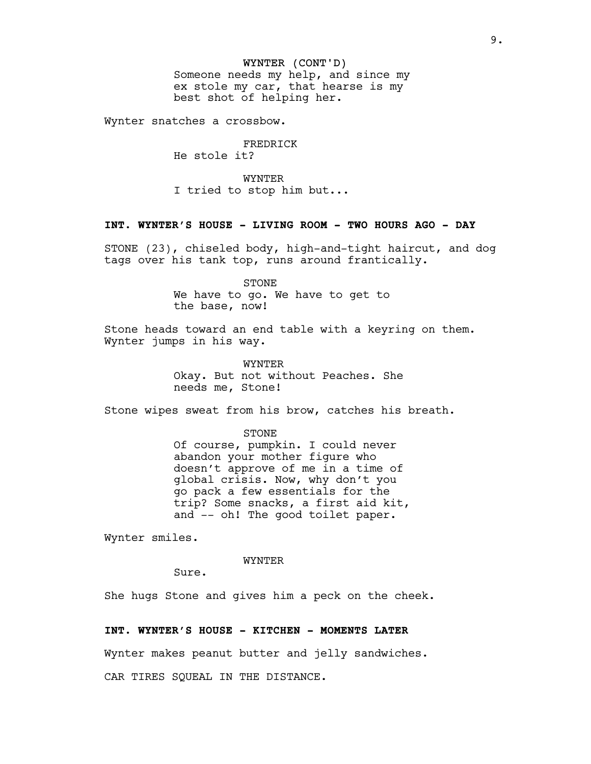WYNTER (CONT'D)
Someone needs my help, and since my ex stole my car, that hearse is my best shot of helping her.

Wynter snatches a crossbow.

FREDRICK
He stole it?

WYNTER
I tried to stop him but...

**INT. WYNTER'S HOUSE - LIVING ROOM - TWO HOURS AGO - DAY**

STONE (23), chiseled body, high-and-tight haircut, and dog tags over his tank top, runs around frantically.

STONE
We have to go. We have to get to the base, now!

Stone heads toward an end table with a keyring on them. Wynter jumps in his way.

WYNTER
Okay. But not without Peaches. She needs me, Stone!

Stone wipes sweat from his brow, catches his breath.

STONE
Of course, pumpkin. I could never abandon your mother figure who doesn't approve of me in a time of global crisis. Now, why don't you go pack a few essentials for the trip? Some snacks, a first aid kit, and -- oh! The good toilet paper.

Wynter smiles.

WYNTER
Sure.

She hugs Stone and gives him a peck on the cheek.

**INT. WYNTER'S HOUSE - KITCHEN - MOMENTS LATER**

Wynter makes peanut butter and jelly sandwiches.

CAR TIRES SQUEAL IN THE DISTANCE.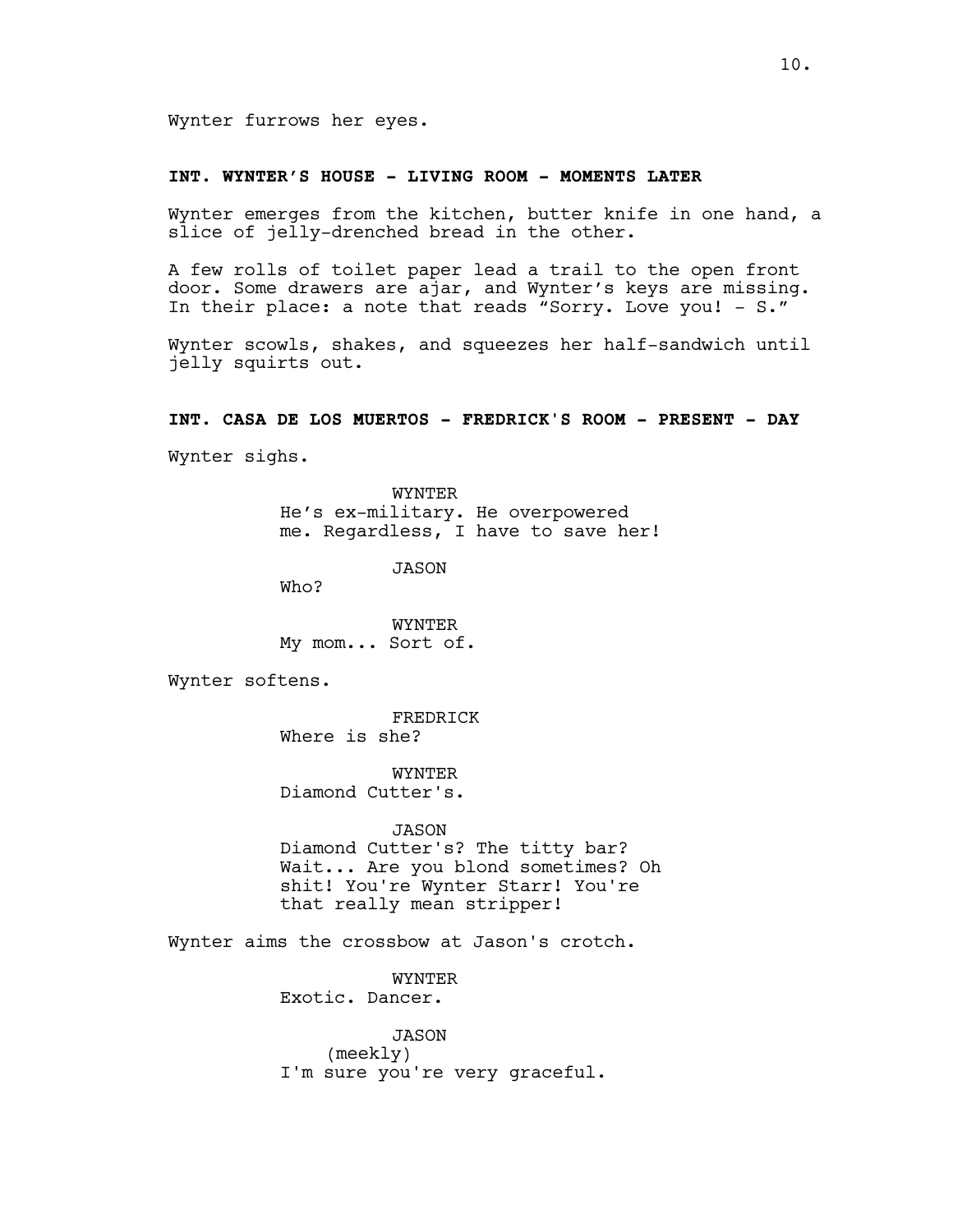Wynter furrows her eyes.

**INT. WYNTER'S HOUSE - LIVING ROOM - MOMENTS LATER**

Wynter emerges from the kitchen, butter knife in one hand, a slice of jelly-drenched bread in the other.

A few rolls of toilet paper lead a trail to the open front door. Some drawers are ajar, and Wynter's keys are missing. In their place: a note that reads "Sorry. Love you! - S."

Wynter scowls, shakes, and squeezes her half-sandwich until jelly squirts out.

**INT. CASA DE LOS MUERTOS - FREDRICK'S ROOM - PRESENT - DAY**

Wynter sighs.

WYNTER
He's ex-military. He overpowered me. Regardless, I have to save her!

JASON
Who?

WYNTER
My mom... Sort of.

Wynter softens.

FREDRICK
Where is she?

WYNTER
Diamond Cutter's.

JASON
Diamond Cutter's? The titty bar? Wait... Are you blond sometimes? Oh shit! You're Wynter Starr! You're that really mean stripper!

Wynter aims the crossbow at Jason's crotch.

WYNTER
Exotic. Dancer.

JASON
(meekly)
I'm sure you're very graceful.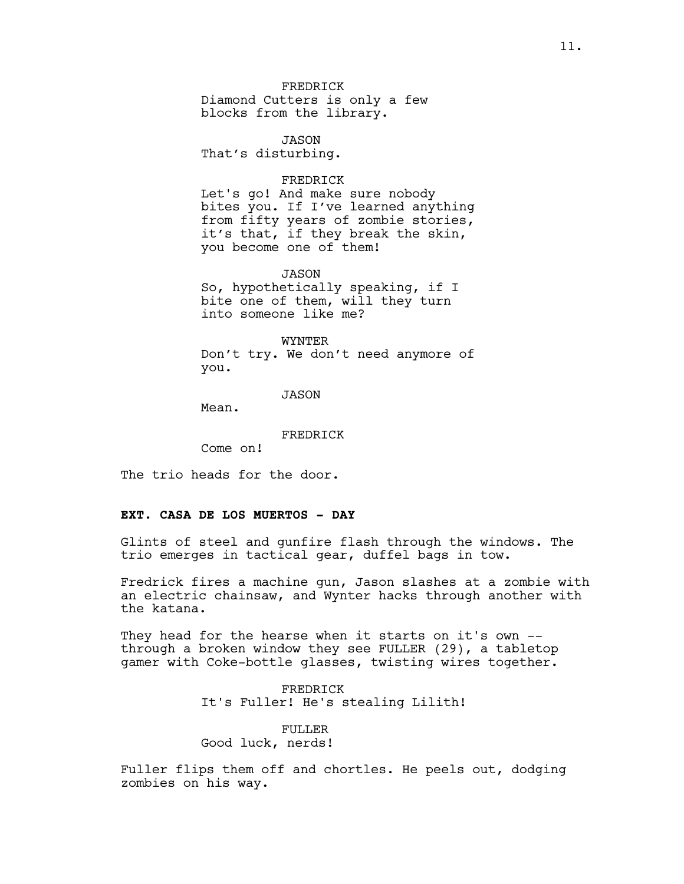FREDRICK
Diamond Cutters is only a few blocks from the library.

JASON
That's disturbing.

FREDRICK
Let's go! And make sure nobody bites you. If I've learned anything from fifty years of zombie stories, it's that, if they break the skin, you become one of them!

JASON
So, hypothetically speaking, if I bite one of them, will they turn into someone like me?

WYNTER
Don't try. We don't need anymore of you.

JASON
Mean.

FREDRICK
Come on!

The trio heads for the door.

**EXT. CASA DE LOS MUERTOS - DAY**

Glints of steel and gunfire flash through the windows. The trio emerges in tactical gear, duffel bags in tow.

Fredrick fires a machine gun, Jason slashes at a zombie with an electric chainsaw, and Wynter hacks through another with the katana.

They head for the hearse when it starts on it's own -- through a broken window they see FULLER (29), a tabletop gamer with Coke-bottle glasses, twisting wires together.

FREDRICK
It's Fuller! He's stealing Lilith!

FULLER
Good luck, nerds!

Fuller flips them off and chortles. He peels out, dodging zombies on his way.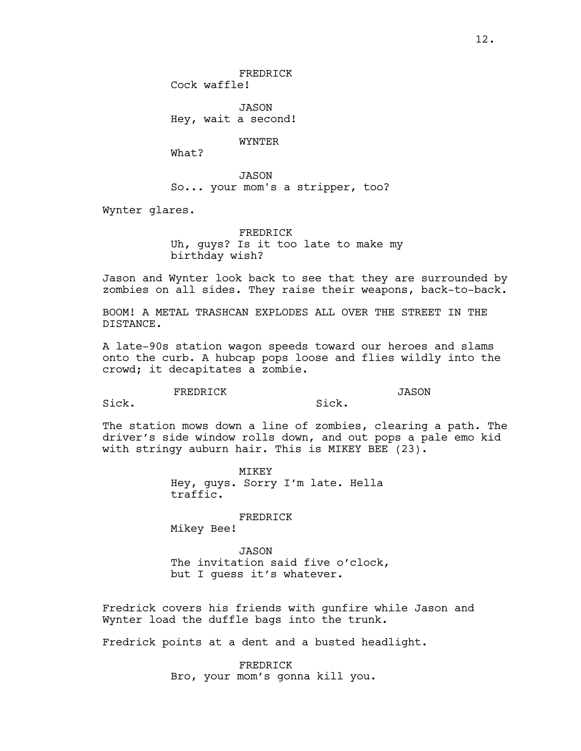FREDRICK
Cock waffle!

JASON
Hey, wait a second!

WYNTER
What?

JASON
So... your mom's a stripper, too?

Wynter glares.

FREDRICK
Uh, guys? Is it too late to make my birthday wish?

Jason and Wynter look back to see that they are surrounded by zombies on all sides. They raise their weapons, back-to-back.

BOOM! A METAL TRASHCAN EXPLODES ALL OVER THE STREET IN THE DISTANCE.

A late-90s station wagon speeds toward our heroes and slams onto the curb. A hubcap pops loose and flies wildly into the crowd; it decapitates a zombie.

FREDRICK
Sick.

JASON
Sick.

The station mows down a line of zombies, clearing a path. The driver's side window rolls down, and out pops a pale emo kid with stringy auburn hair. This is MIKEY BEE (23).

MIKEY
Hey, guys. Sorry I'm late. Hella traffic.

FREDRICK
Mikey Bee!

JASON
The invitation said five o'clock, but I guess it's whatever.

Fredrick covers his friends with gunfire while Jason and Wynter load the duffle bags into the trunk.

Fredrick points at a dent and a busted headlight.

FREDRICK
Bro, your mom's gonna kill you.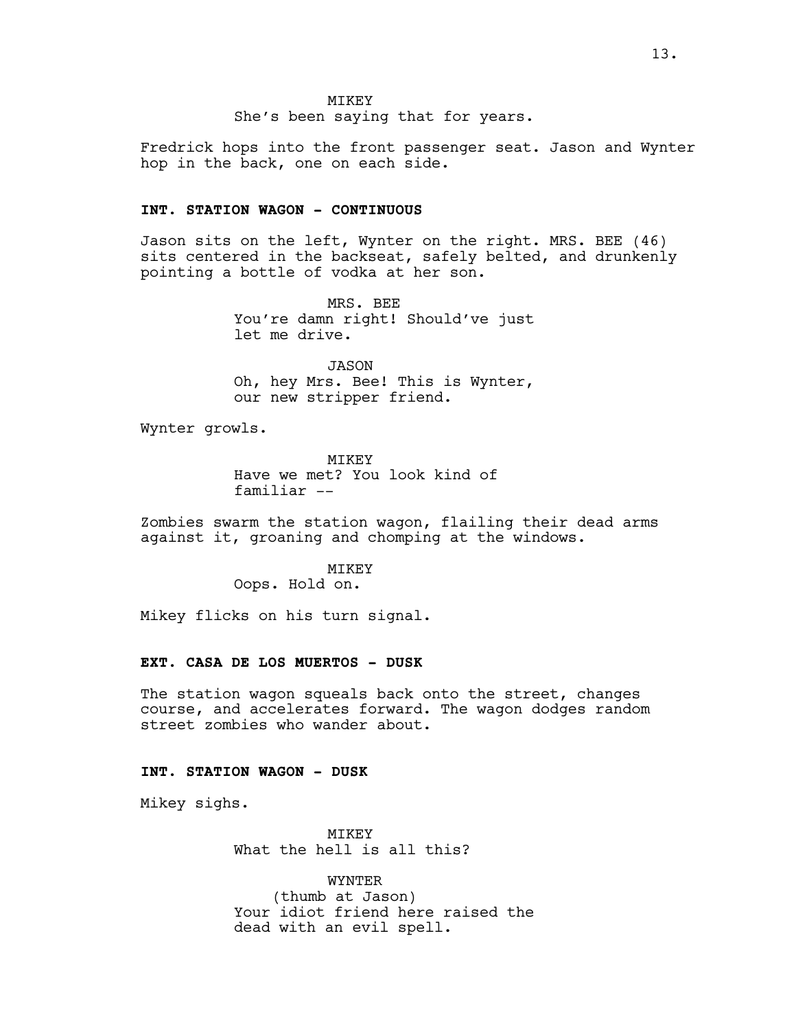MIKEY
She's been saying that for years.

Fredrick hops into the front passenger seat. Jason and Wynter hop in the back, one on each side.

**INT. STATION WAGON - CONTINUOUS**

Jason sits on the left, Wynter on the right. MRS. BEE (46) sits centered in the backseat, safely belted, and drunkenly pointing a bottle of vodka at her son.

MRS. BEE
You're damn right! Should've just let me drive.

JASON
Oh, hey Mrs. Bee! This is Wynter, our new stripper friend.

Wynter growls.

MIKEY
Have we met? You look kind of familiar --

Zombies swarm the station wagon, flailing their dead arms against it, groaning and chomping at the windows.

MIKEY
Oops. Hold on.

Mikey flicks on his turn signal.

**EXT. CASA DE LOS MUERTOS - DUSK**

The station wagon squeals back onto the street, changes course, and accelerates forward. The wagon dodges random street zombies who wander about.

**INT. STATION WAGON - DUSK**

Mikey sighs.

MIKEY
What the hell is all this?

WYNTER
(thumb at Jason)
Your idiot friend here raised the dead with an evil spell.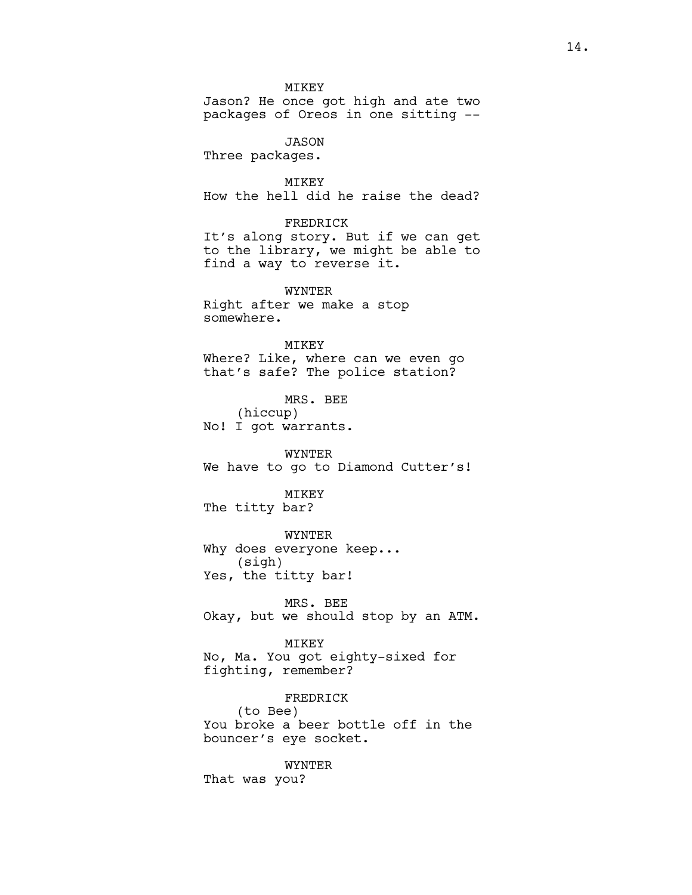MIKEY
Jason? He once got high and ate two packages of Oreos in one sitting --

JASON
Three packages.

MIKEY
How the hell did he raise the dead?

FREDRICK
It's along story. But if we can get to the library, we might be able to find a way to reverse it.

WYNTER
Right after we make a stop somewhere.

MIKEY
Where? Like, where can we even go that's safe? The police station?

MRS. BEE
(hiccup)
No! I got warrants.

WYNTER
We have to go to Diamond Cutter's!

MIKEY
The titty bar?

WYNTER
Why does everyone keep...
(sigh)
Yes, the titty bar!

MRS. BEE
Okay, but we should stop by an ATM.

MIKEY
No, Ma. You got eighty-sixed for fighting, remember?

FREDRICK
(to Bee)
You broke a beer bottle off in the bouncer's eye socket.

WYNTER
That was you?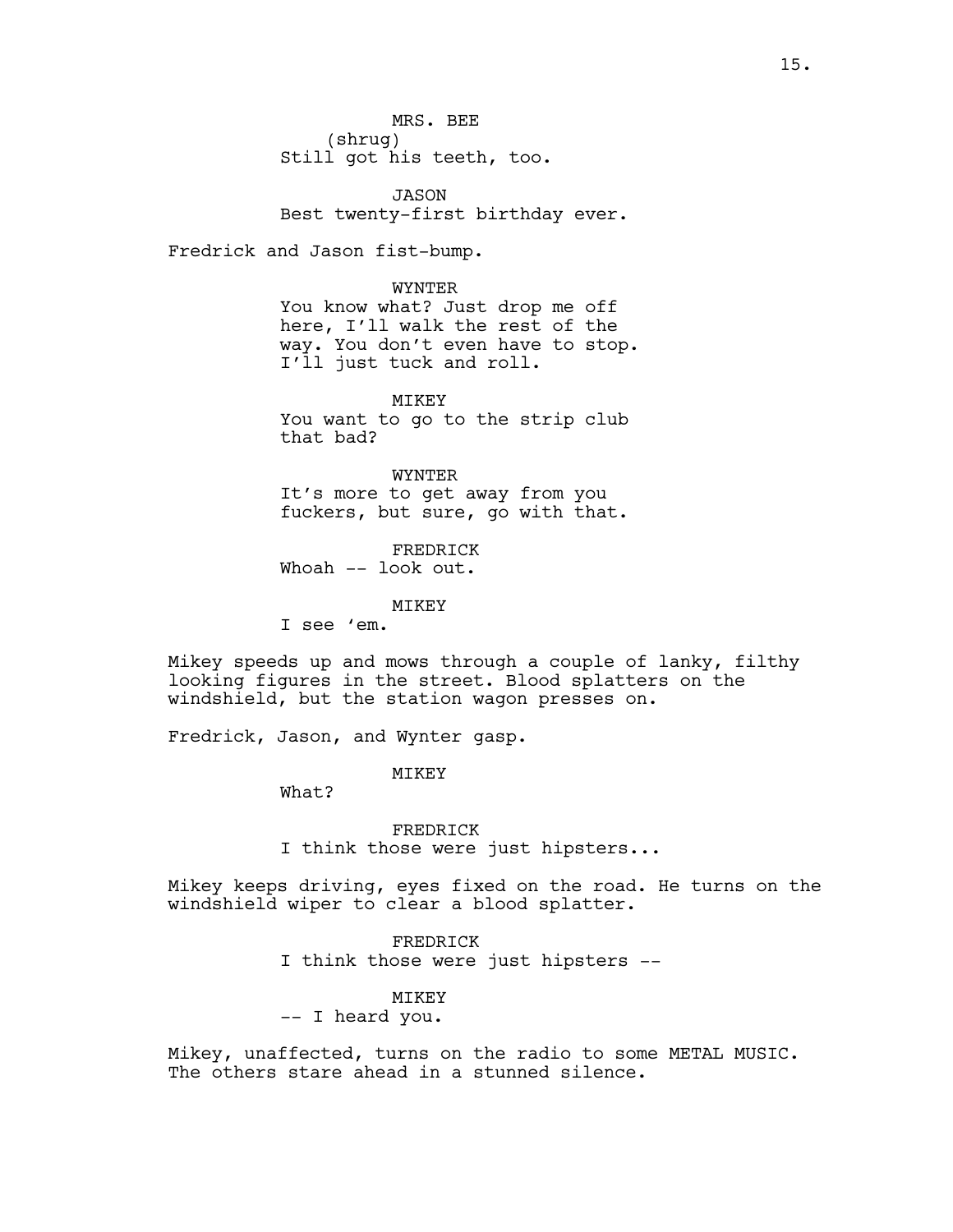MRS. BEE
(shrug)
Still got his teeth, too.

JASON
Best twenty-first birthday ever.

Fredrick and Jason fist-bump.

WYNTER
You know what? Just drop me off here, I'll walk the rest of the way. You don't even have to stop. I'll just tuck and roll.

MIKEY
You want to go to the strip club that bad?

WYNTER
It's more to get away from you fuckers, but sure, go with that.

FREDRICK
Whoah -- look out.

MIKEY
I see 'em.

Mikey speeds up and mows through a couple of lanky, filthy looking figures in the street. Blood splatters on the windshield, but the station wagon presses on.

Fredrick, Jason, and Wynter gasp.

MIKEY
What?

FREDRICK
I think those were just hipsters...

Mikey keeps driving, eyes fixed on the road. He turns on the windshield wiper to clear a blood splatter.

FREDRICK
I think those were just hipsters --

MIKEY
-- I heard you.

Mikey, unaffected, turns on the radio to some METAL MUSIC. The others stare ahead in a stunned silence.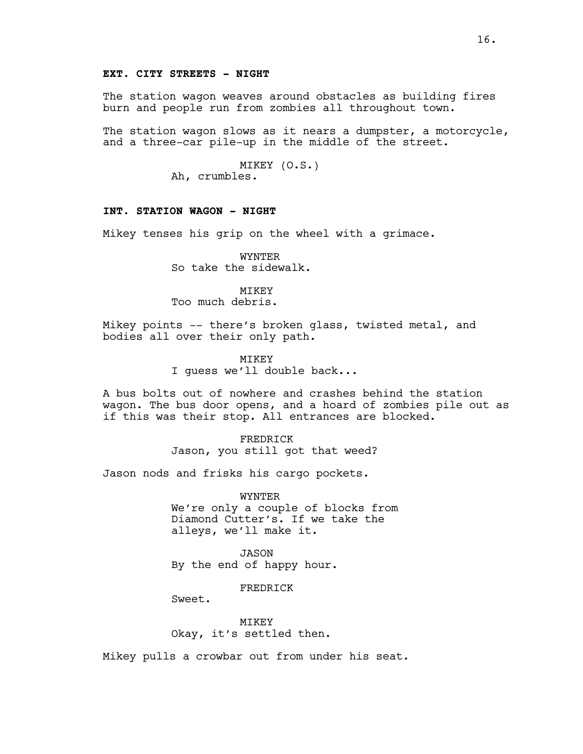**EXT. CITY STREETS - NIGHT**

The station wagon weaves around obstacles as building fires burn and people run from zombies all throughout town.

The station wagon slows as it nears a dumpster, a motorcycle, and a three-car pile-up in the middle of the street.

MIKEY (O.S.)
Ah, crumbles.

**INT. STATION WAGON - NIGHT**

Mikey tenses his grip on the wheel with a grimace.

WYNTER
So take the sidewalk.

MIKEY
Too much debris.

Mikey points -- there's broken glass, twisted metal, and bodies all over their only path.

MIKEY
I guess we'll double back...

A bus bolts out of nowhere and crashes behind the station wagon. The bus door opens, and a hoard of zombies pile out as if this was their stop. All entrances are blocked.

FREDRICK
Jason, you still got that weed?

Jason nods and frisks his cargo pockets.

WYNTER
We're only a couple of blocks from Diamond Cutter's. If we take the alleys, we'll make it.

JASON
By the end of happy hour.

FREDRICK
Sweet.

MIKEY
Okay, it's settled then.

Mikey pulls a crowbar out from under his seat.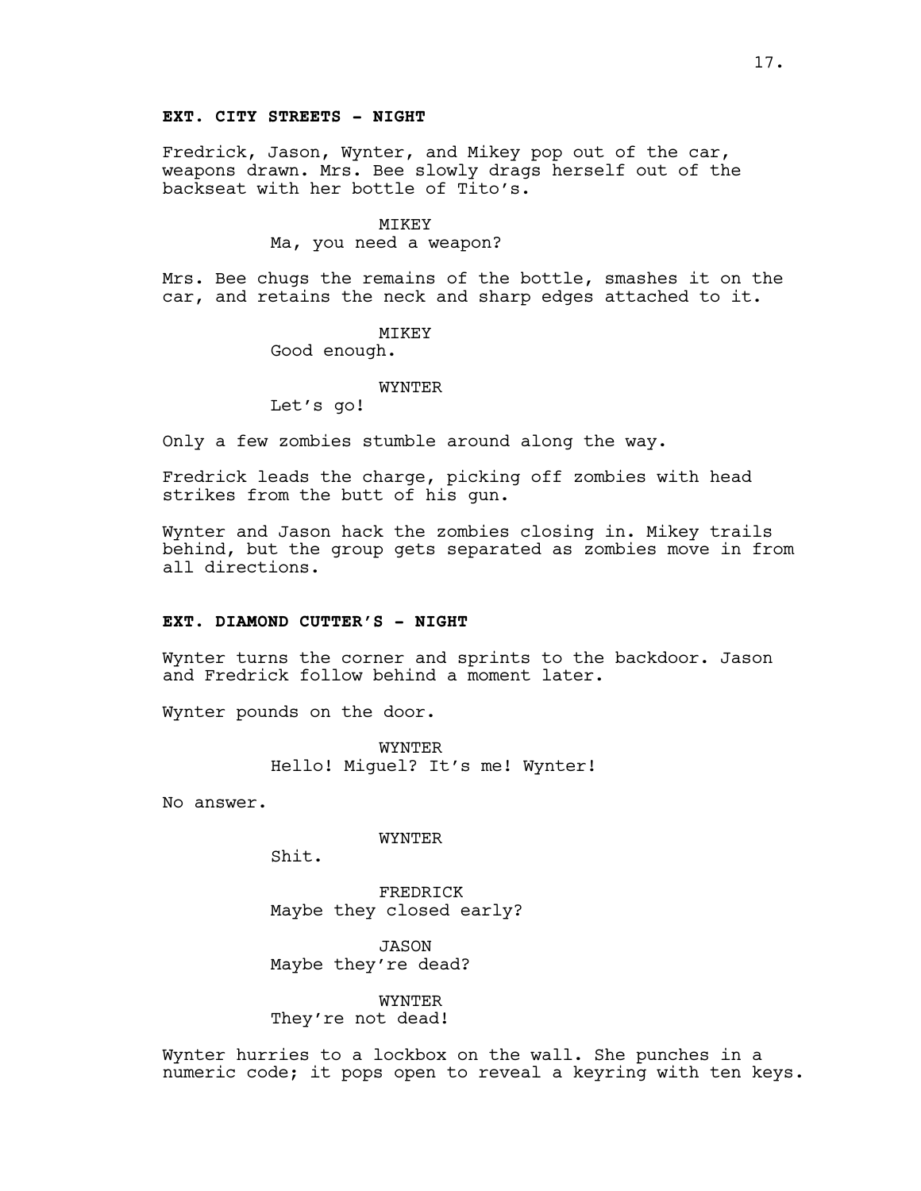**EXT. CITY STREETS - NIGHT**

Fredrick, Jason, Wynter, and Mikey pop out of the car, weapons drawn. Mrs. Bee slowly drags herself out of the backseat with her bottle of Tito's.

MIKEY
Ma, you need a weapon?

Mrs. Bee chugs the remains of the bottle, smashes it on the car, and retains the neck and sharp edges attached to it.

MIKEY
Good enough.

WYNTER
Let's go!

Only a few zombies stumble around along the way.

Fredrick leads the charge, picking off zombies with head strikes from the butt of his gun.

Wynter and Jason hack the zombies closing in. Mikey trails behind, but the group gets separated as zombies move in from all directions.

**EXT. DIAMOND CUTTER'S - NIGHT**

Wynter turns the corner and sprints to the backdoor. Jason and Fredrick follow behind a moment later.

Wynter pounds on the door.

WYNTER
Hello! Miguel? It's me! Wynter!

No answer.

WYNTER
Shit.

FREDRICK
Maybe they closed early?

JASON
Maybe they're dead?

WYNTER
They're not dead!

Wynter hurries to a lockbox on the wall. She punches in a numeric code; it pops open to reveal a keyring with ten keys.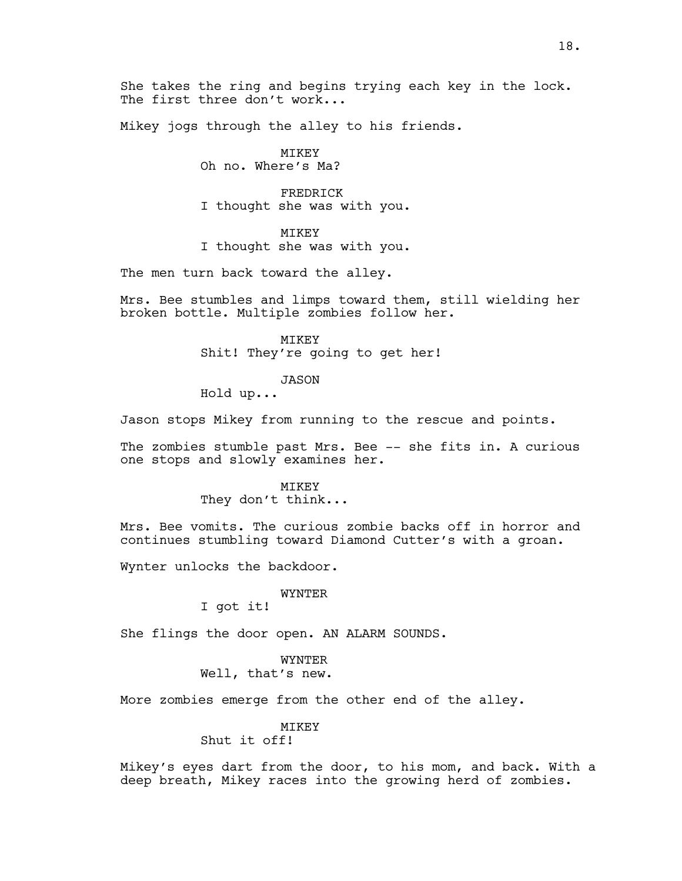She takes the ring and begins trying each key in the lock. The first three don't work...

Mikey jogs through the alley to his friends.

MIKEY
Oh no. Where's Ma?

FREDRICK
I thought she was with you.

MIKEY
I thought she was with you.

The men turn back toward the alley.

Mrs. Bee stumbles and limps toward them, still wielding her broken bottle. Multiple zombies follow her.

MIKEY
Shit! They're going to get her!

JASON
Hold up...

Jason stops Mikey from running to the rescue and points.

The zombies stumble past Mrs. Bee -- she fits in. A curious one stops and slowly examines her.

MIKEY
They don't think...

Mrs. Bee vomits. The curious zombie backs off in horror and continues stumbling toward Diamond Cutter's with a groan.

Wynter unlocks the backdoor.

WYNTER
I got it!

She flings the door open. AN ALARM SOUNDS.

WYNTER
Well, that's new.

More zombies emerge from the other end of the alley.

MIKEY
Shut it off!

Mikey's eyes dart from the door, to his mom, and back. With a deep breath, Mikey races into the growing herd of zombies.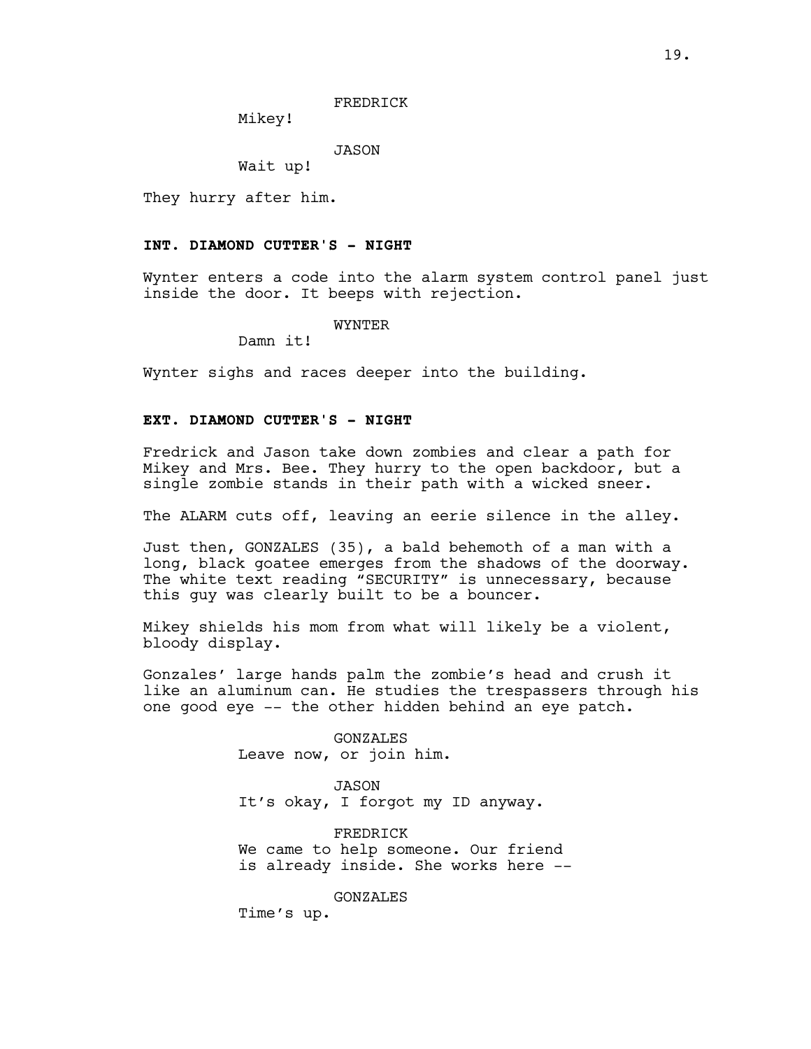FREDRICK

Mikey!

JASON

Wait up!

They hurry after him.

**INT. DIAMOND CUTTER'S - NIGHT**

Wynter enters a code into the alarm system control panel just inside the door. It beeps with rejection.

WYNTER

Damn it!

Wynter sighs and races deeper into the building.

**EXT. DIAMOND CUTTER'S - NIGHT**

Fredrick and Jason take down zombies and clear a path for Mikey and Mrs. Bee. They hurry to the open backdoor, but a single zombie stands in their path with a wicked sneer.

The ALARM cuts off, leaving an eerie silence in the alley.

Just then, GONZALES (35), a bald behemoth of a man with a long, black goatee emerges from the shadows of the doorway. The white text reading “SECURITY” is unnecessary, because this guy was clearly built to be a bouncer.

Mikey shields his mom from what will likely be a violent, bloody display.

Gonzales’ large hands palm the zombie’s head and crush it like an aluminum can. He studies the trespassers through his one good eye -- the other hidden behind an eye patch.

GONZALES

Leave now, or join him.

JASON

It’s okay, I forgot my ID anyway.

FREDRICK

We came to help someone. Our friend is already inside. She works here --

GONZALES

Time’s up.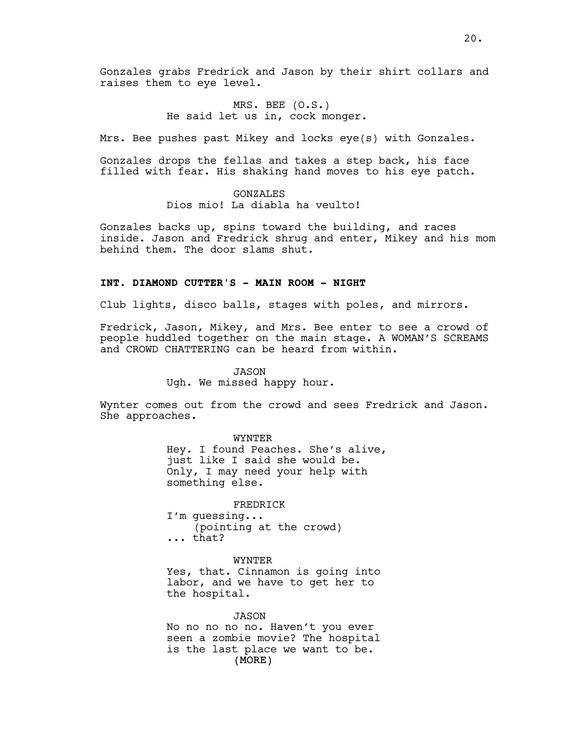Gonzales grabs Fredrick and Jason by their shirt collars and raises them to eye level.

MRS. BEE (O.S.)
He said let us in, cock monger.

Mrs. Bee pushes past Mikey and locks eye(s) with Gonzales.

Gonzales drops the fellas and takes a step back, his face filled with fear. His shaking hand moves to his eye patch.

GONZALES
Dios mio! La diabla ha veulto!

Gonzales backs up, spins toward the building, and races inside. Jason and Fredrick shrug and enter, Mikey and his mom behind them. The door slams shut.

**INT. DIAMOND CUTTER'S - MAIN ROOM - NIGHT**

Club lights, disco balls, stages with poles, and mirrors.

Fredrick, Jason, Mikey, and Mrs. Bee enter to see a crowd of people huddled together on the main stage. A WOMAN'S SCREAMS and CROWD CHATTERING can be heard from within.

JASON
Ugh. We missed happy hour.

Wynter comes out from the crowd and sees Fredrick and Jason. She approaches.

WYNTER
Hey. I found Peaches. She's alive, just like I said she would be. Only, I may need your help with something else.

FREDRICK
I'm guessing...
(pointing at the crowd)
... that?

WYNTER
Yes, that. Cinnamon is going into labor, and we have to get her to the hospital.

JASON
No no no no no. Haven't you ever seen a zombie movie? The hospital is the last place we want to be.
(MORE)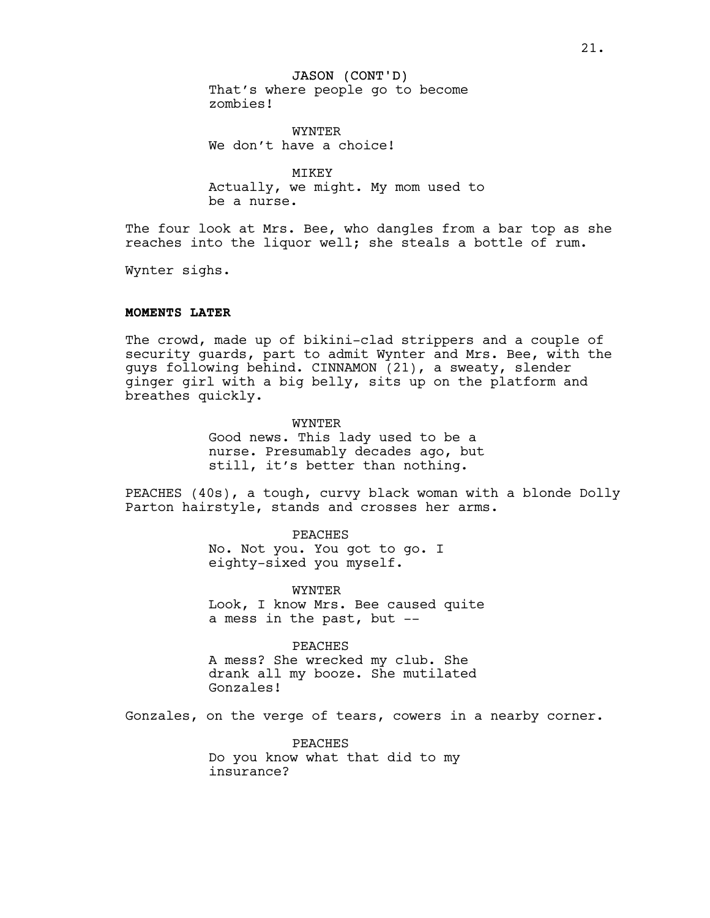JASON (CONT'D)
That's where people go to become zombies!

WYNTER
We don't have a choice!

MIKEY
Actually, we might. My mom used to be a nurse.

The four look at Mrs. Bee, who dangles from a bar top as she reaches into the liquor well; she steals a bottle of rum.

Wynter sighs.

**MOMENTS LATER**

The crowd, made up of bikini-clad strippers and a couple of security guards, part to admit Wynter and Mrs. Bee, with the guys following behind. CINNAMON (21), a sweaty, slender ginger girl with a big belly, sits up on the platform and breathes quickly.

WYNTER
Good news. This lady used to be a nurse. Presumably decades ago, but still, it's better than nothing.

PEACHES (40s), a tough, curvy black woman with a blonde Dolly Parton hairstyle, stands and crosses her arms.

PEACHES
No. Not you. You got to go. I eighty-sixed you myself.

WYNTER
Look, I know Mrs. Bee caused quite a mess in the past, but --

PEACHES
A mess? She wrecked my club. She drank all my booze. She mutilated Gonzales!

Gonzales, on the verge of tears, cowers in a nearby corner.

PEACHES
Do you know what that did to my insurance?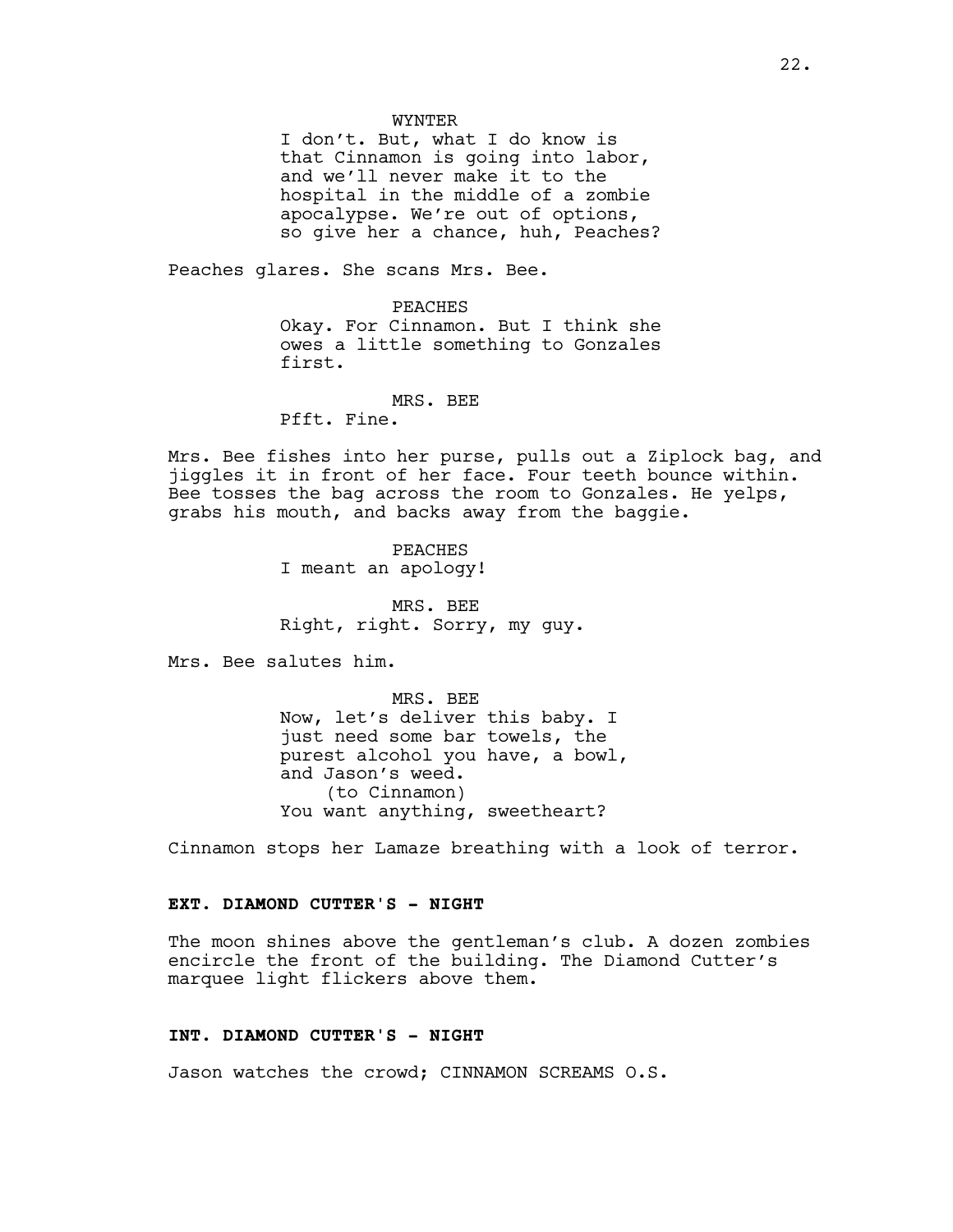WYNTER

I don't. But, what I do know is that Cinnamon is going into labor, and we'll never make it to the hospital in the middle of a zombie apocalypse. We're out of options, so give her a chance, huh, Peaches?

Peaches glares. She scans Mrs. Bee.

PEACHES

Okay. For Cinnamon. But I think she owes a little something to Gonzales first.

MRS. BEE

Pfft. Fine.

Mrs. Bee fishes into her purse, pulls out a Ziplock bag, and jiggles it in front of her face. Four teeth bounce within. Bee tosses the bag across the room to Gonzales. He yelps, grabs his mouth, and backs away from the baggie.

PEACHES

I meant an apology!

MRS. BEE

Right, right. Sorry, my guy.

Mrs. Bee salutes him.

MRS. BEE

Now, let's deliver this baby. I just need some bar towels, the purest alcohol you have, a bowl, and Jason's weed.

(to Cinnamon)

You want anything, sweetheart?

Cinnamon stops her Lamaze breathing with a look of terror.

**EXT. DIAMOND CUTTER'S - NIGHT**

The moon shines above the gentleman's club. A dozen zombies encircle the front of the building. The Diamond Cutter's marquee light flickers above them.

**INT. DIAMOND CUTTER'S - NIGHT**

Jason watches the crowd; CINNAMON SCREAMS O.S.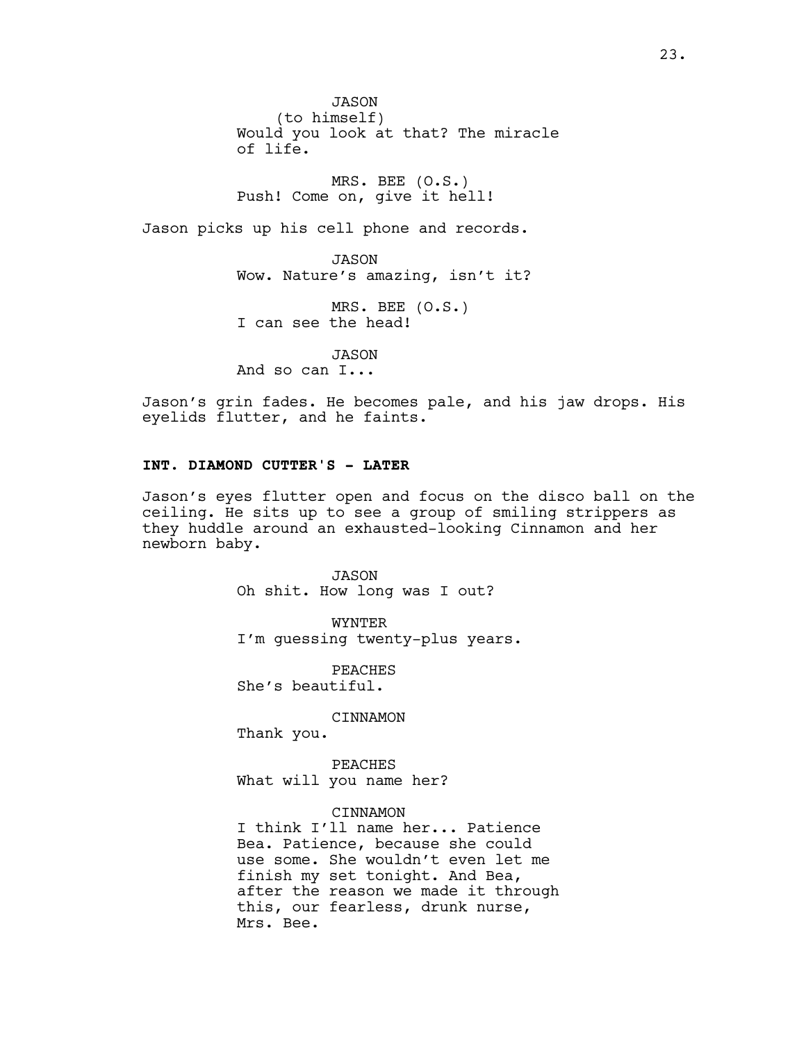JASON
(to himself)
Would you look at that? The miracle of life.

MRS. BEE (O.S.)
Push! Come on, give it hell!

Jason picks up his cell phone and records.

JASON
Wow. Nature's amazing, isn't it?

MRS. BEE (O.S.)
I can see the head!

JASON
And so can I...

Jason's grin fades. He becomes pale, and his jaw drops. His eyelids flutter, and he faints.

**INT. DIAMOND CUTTER'S - LATER**

Jason's eyes flutter open and focus on the disco ball on the ceiling. He sits up to see a group of smiling strippers as they huddle around an exhausted-looking Cinnamon and her newborn baby.

JASON
Oh shit. How long was I out?

WYNTER
I'm guessing twenty-plus years.

PEACHES
She's beautiful.

CINNAMON
Thank you.

PEACHES
What will you name her?

CINNAMON
I think I'll name her... Patience Bea. Patience, because she could use some. She wouldn't even let me finish my set tonight. And Bea, after the reason we made it through this, our fearless, drunk nurse, Mrs. Bee.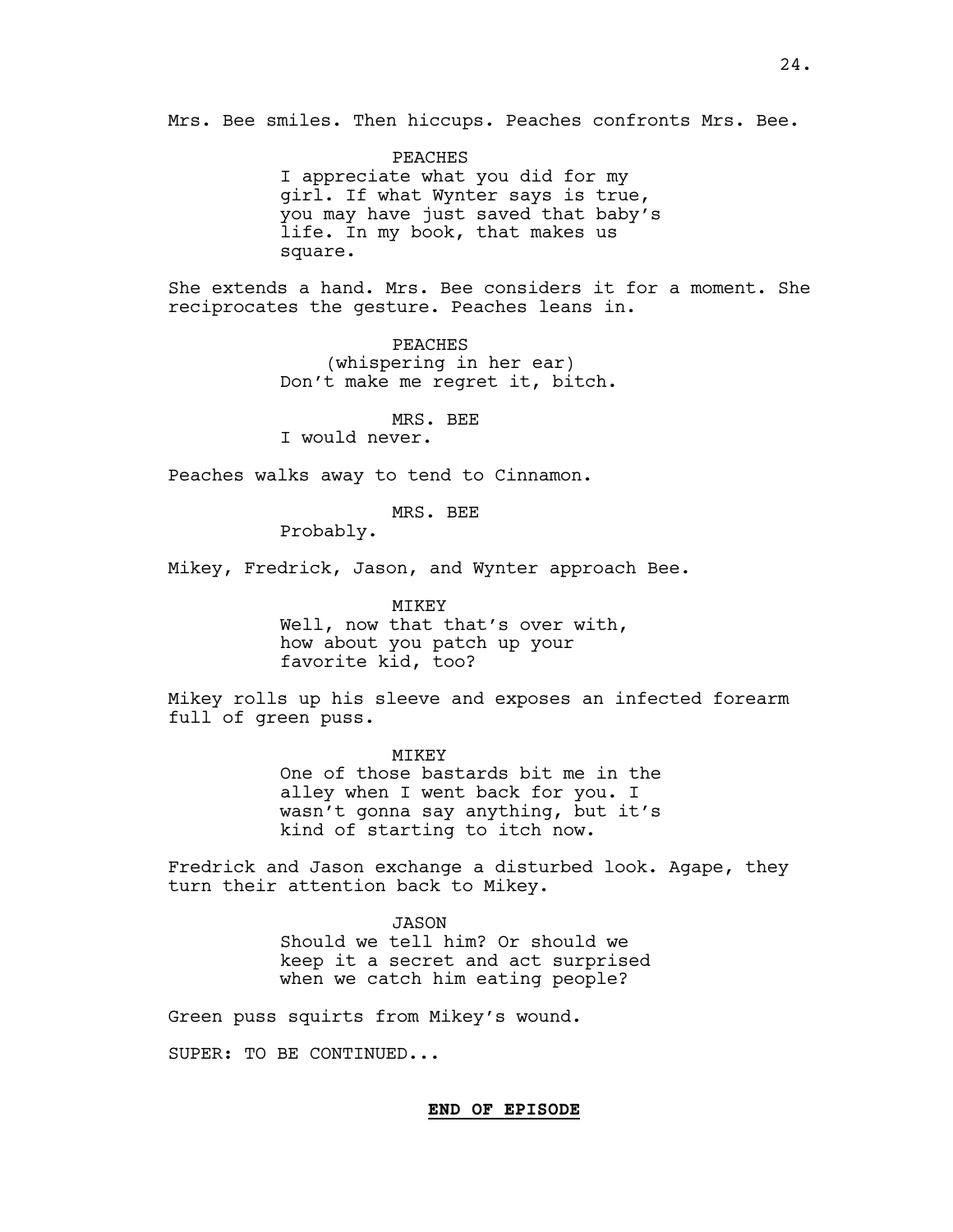Mrs. Bee smiles. Then hiccups. Peaches confronts Mrs. Bee.

PEACHES
I appreciate what you did for my girl. If what Wynter says is true, you may have just saved that baby's life. In my book, that makes us square.

She extends a hand. Mrs. Bee considers it for a moment. She reciprocates the gesture. Peaches leans in.

PEACHES
(whispering in her ear)
Don't make me regret it, bitch.

MRS. BEE
I would never.

Peaches walks away to tend to Cinnamon.

MRS. BEE
Probably.

Mikey, Fredrick, Jason, and Wynter approach Bee.

MIKEY
Well, now that that's over with, how about you patch up your favorite kid, too?

Mikey rolls up his sleeve and exposes an infected forearm full of green puss.

MIKEY
One of those bastards bit me in the alley when I went back for you. I wasn't gonna say anything, but it's kind of starting to itch now.

Fredrick and Jason exchange a disturbed look. Agape, they turn their attention back to Mikey.

JASON
Should we tell him? Or should we keep it a secret and act surprised when we catch him eating people?

Green puss squirts from Mikey's wound.

SUPER: TO BE CONTINUED...

**END OF EPISODE**